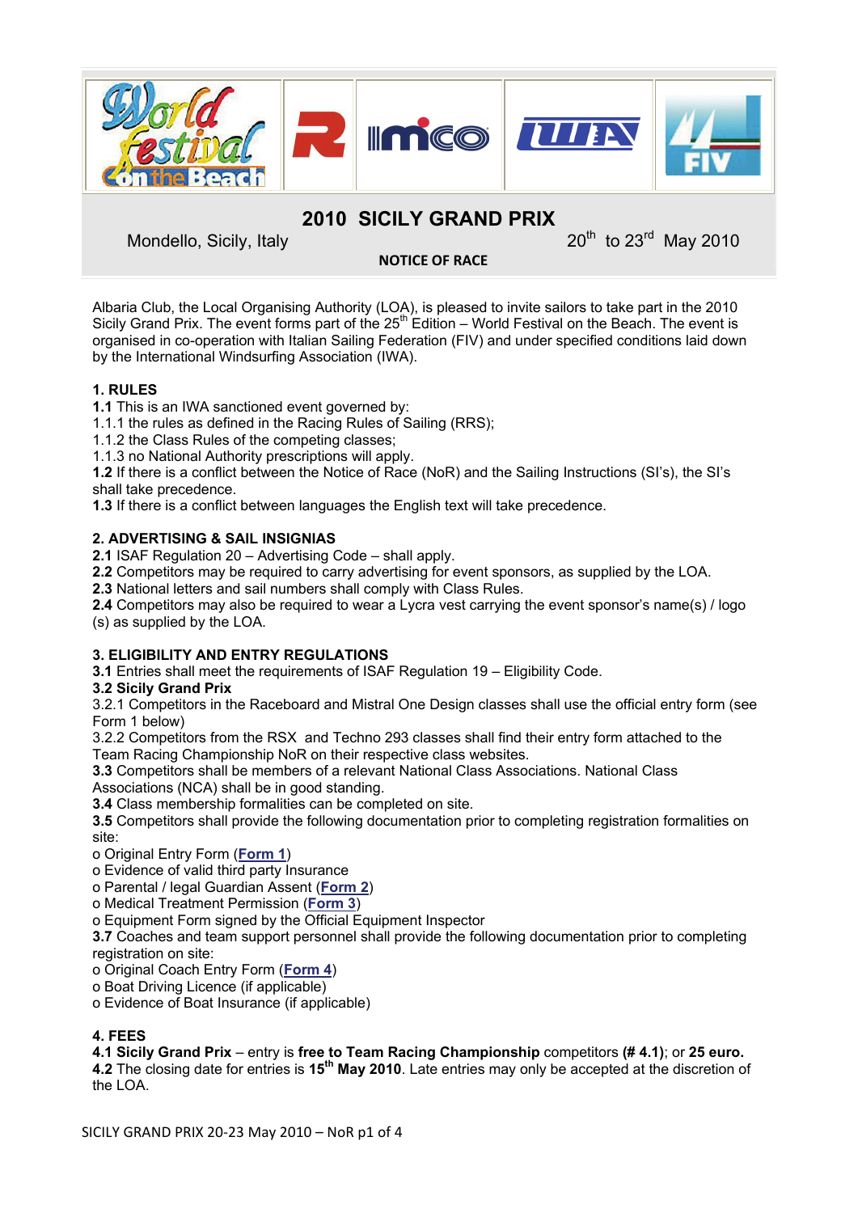# 2010 SICILY GRAND PRIX

Mondello, Sicily, Italy 20th to 23rd May 2010

**NOTICE OF RACE**

Albaria Club, the Local Organising Authority (LOA), is pleased to invite sailors to take part in the 2010 Sicily Grand Prix. The event forms part of the 25th Edition – World Festival on the Beach. The event is organised in co-operation with Italian Sailing Federation (FIV) and under specified conditions laid down by the International Windsurfing Association (IWA).

## 1. RULES

**1.1** This is an IWA sanctioned event governed by:

1.1.1 the rules as defined in the Racing Rules of Sailing (RRS);

1.1.2 the Class Rules of the competing classes;

1.1.3 no National Authority prescriptions will apply.

**1.2** If there is a conflict between the Notice of Race (NoR) and the Sailing Instructions (SI's), the SI's shall take precedence.

**1.3** If there is a conflict between languages the English text will take precedence.

## 2. ADVERTISING & SAIL INSIGNIAS

**2.1** ISAF Regulation 20 – Advertising Code – shall apply.

**2.2** Competitors may be required to carry advertising for event sponsors, as supplied by the LOA.

**2.3** National letters and sail numbers shall comply with Class Rules.

**2.4** Competitors may also be required to wear a Lycra vest carrying the event sponsor's name(s) / logo (s) as supplied by the LOA.

## 3. ELIGIBILITY AND ENTRY REGULATIONS

**3.1** Entries shall meet the requirements of ISAF Regulation 19 – Eligibility Code.

**3.2 Sicily Grand Prix**

3.2.1 Competitors in the Raceboard and Mistral One Design classes shall use the official entry form (see Form 1 below)

3.2.2 Competitors from the RSX and Techno 293 classes shall find their entry form attached to the Team Racing Championship NoR on their respective class websites.

**3.3** Competitors shall be members of a relevant National Class Associations. National Class Associations (NCA) shall be in good standing.

**3.4** Class membership formalities can be completed on site.

**3.5** Competitors shall provide the following documentation prior to completing registration formalities on site:

- Original Entry Form (**Form 1**)
- Evidence of valid third party Insurance
- Parental / legal Guardian Assent (**Form 2**)
- Medical Treatment Permission (**Form 3**)
- Equipment Form signed by the Official Equipment Inspector

**3.7** Coaches and team support personnel shall provide the following documentation prior to completing registration on site:

- Original Coach Entry Form (**Form 4**)
- Boat Driving Licence (if applicable)
- Evidence of Boat Insurance (if applicable)

## 4. FEES

**4.1 Sicily Grand Prix** – entry is **free to Team Racing Championship** competitors **(# 4.1)**; or **25 euro.**

**4.2** The closing date for entries is **15th May 2010**. Late entries may only be accepted at the discretion of the LOA.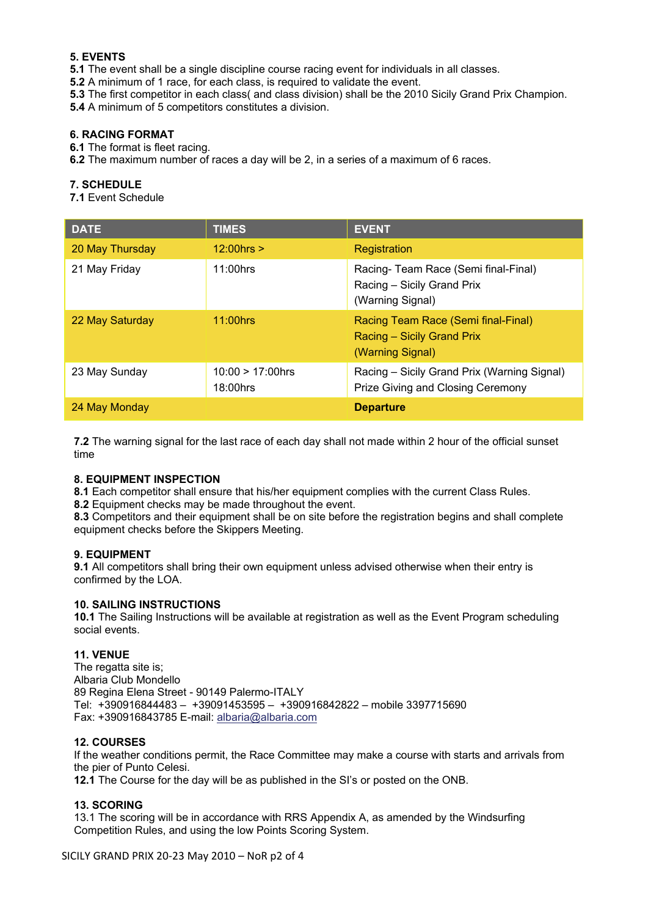### 5. EVENTS

**5.1** The event shall be a single discipline course racing event for individuals in all classes.
**5.2** A minimum of 1 race, for each class, is required to validate the event.
**5.3** The first competitor in each class( and class division) shall be the 2010 Sicily Grand Prix Champion.
**5.4** A minimum of 5 competitors constitutes a division.

### 6. RACING FORMAT

**6.1** The format is fleet racing.
**6.2** The maximum number of races a day will be 2, in a series of a maximum of 6 races.

### 7. SCHEDULE

**7.1** Event Schedule

| DATE | TIMES | EVENT |
|---|---|---|
| 20 May Thursday | 12:00hrs > | Registration |
| 21 May Friday | 11:00hrs | Racing- Team Race (Semi final-Final)<br>Racing – Sicily Grand Prix<br>(Warning Signal) |
| 22 May Saturday | 11:00hrs | Racing Team Race (Semi final-Final)<br>Racing – Sicily Grand Prix<br>(Warning Signal) |
| 23 May Sunday | 10:00 > 17:00hrs<br>18:00hrs | Racing – Sicily Grand Prix (Warning Signal)<br>Prize Giving and Closing Ceremony |
| 24 May Monday | | **Departure** |

**7.2** The warning signal for the last race of each day shall not made within 2 hour of the official sunset time

### 8. EQUIPMENT INSPECTION

**8.1** Each competitor shall ensure that his/her equipment complies with the current Class Rules.
**8.2** Equipment checks may be made throughout the event.
**8.3** Competitors and their equipment shall be on site before the registration begins and shall complete equipment checks before the Skippers Meeting.

### 9. EQUIPMENT

**9.1** All competitors shall bring their own equipment unless advised otherwise when their entry is confirmed by the LOA.

### 10. SAILING INSTRUCTIONS

**10.1** The Sailing Instructions will be available at registration as well as the Event Program scheduling social events.

### 11. VENUE

The regatta site is;
Albaria Club Mondello
89 Regina Elena Street - 90149 Palermo-ITALY
Tel: +390916844483 – +39091453595 – +390916842822 – mobile 3397715690
Fax: +390916843785 E-mail: albaria@albaria.com

### 12. COURSES

If the weather conditions permit, the Race Committee may make a course with starts and arrivals from the pier of Punto Celesi.
**12.1** The Course for the day will be as published in the SI's or posted on the ONB.

### 13. SCORING

13.1 The scoring will be in accordance with RRS Appendix A, as amended by the Windsurfing Competition Rules, and using the low Points Scoring System.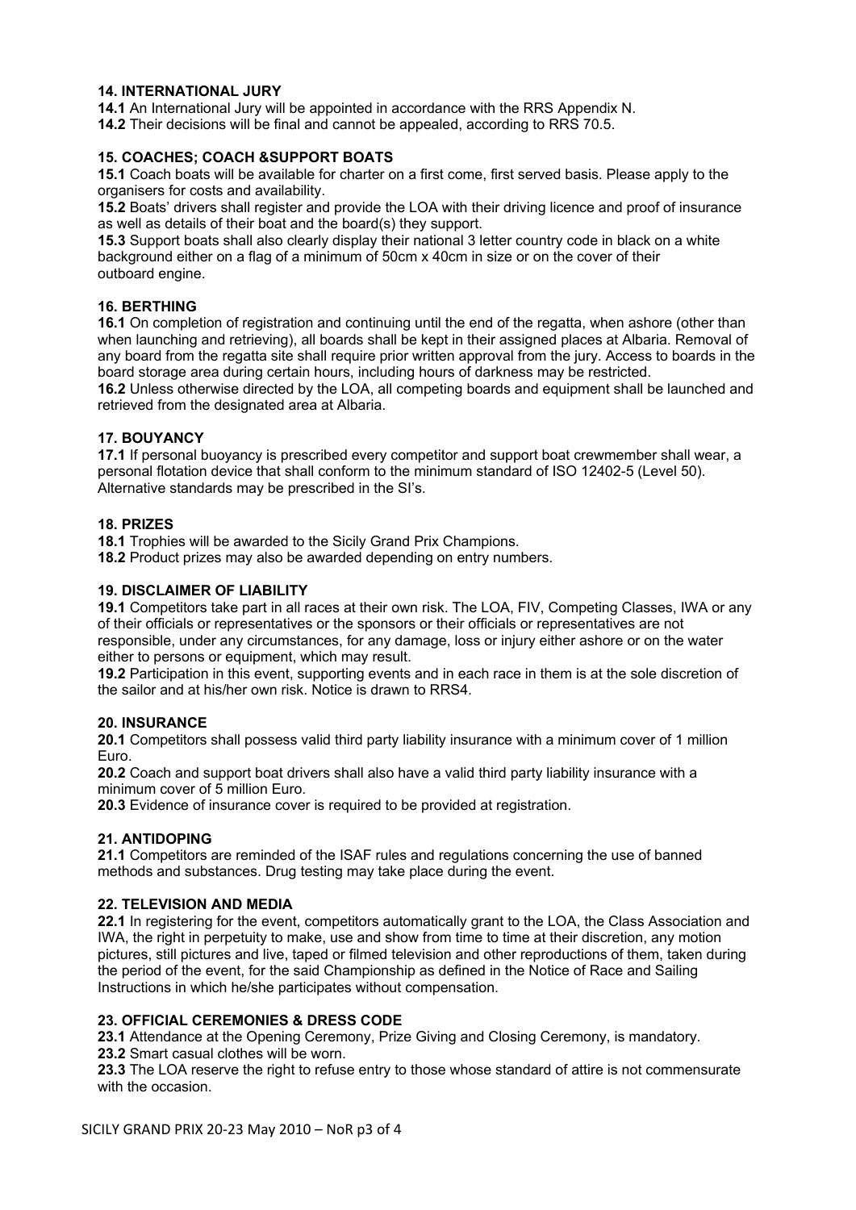### 14. INTERNATIONAL JURY

**14.1** An International Jury will be appointed in accordance with the RRS Appendix N.
**14.2** Their decisions will be final and cannot be appealed, according to RRS 70.5.

### 15. COACHES; COACH &SUPPORT BOATS

**15.1** Coach boats will be available for charter on a first come, first served basis. Please apply to the organisers for costs and availability.
**15.2** Boats' drivers shall register and provide the LOA with their driving licence and proof of insurance as well as details of their boat and the board(s) they support.
**15.3** Support boats shall also clearly display their national 3 letter country code in black on a white background either on a flag of a minimum of 50cm x 40cm in size or on the cover of their outboard engine.

### 16. BERTHING

**16.1** On completion of registration and continuing until the end of the regatta, when ashore (other than when launching and retrieving), all boards shall be kept in their assigned places at Albaria. Removal of any board from the regatta site shall require prior written approval from the jury. Access to boards in the board storage area during certain hours, including hours of darkness may be restricted.
**16.2** Unless otherwise directed by the LOA, all competing boards and equipment shall be launched and retrieved from the designated area at Albaria.

### 17. BOUYANCY

**17.1** If personal buoyancy is prescribed every competitor and support boat crewmember shall wear, a personal flotation device that shall conform to the minimum standard of ISO 12402-5 (Level 50). Alternative standards may be prescribed in the SI's.

### 18. PRIZES

**18.1** Trophies will be awarded to the Sicily Grand Prix Champions.
**18.2** Product prizes may also be awarded depending on entry numbers.

### 19. DISCLAIMER OF LIABILITY

**19.1** Competitors take part in all races at their own risk. The LOA, FIV, Competing Classes, IWA or any of their officials or representatives or the sponsors or their officials or representatives are not responsible, under any circumstances, for any damage, loss or injury either ashore or on the water either to persons or equipment, which may result.
**19.2** Participation in this event, supporting events and in each race in them is at the sole discretion of the sailor and at his/her own risk. Notice is drawn to RRS4.

### 20. INSURANCE

**20.1** Competitors shall possess valid third party liability insurance with a minimum cover of 1 million Euro.
**20.2** Coach and support boat drivers shall also have a valid third party liability insurance with a minimum cover of 5 million Euro.
**20.3** Evidence of insurance cover is required to be provided at registration.

### 21. ANTIDOPING

**21.1** Competitors are reminded of the ISAF rules and regulations concerning the use of banned methods and substances. Drug testing may take place during the event.

### 22. TELEVISION AND MEDIA

**22.1** In registering for the event, competitors automatically grant to the LOA, the Class Association and IWA, the right in perpetuity to make, use and show from time to time at their discretion, any motion pictures, still pictures and live, taped or filmed television and other reproductions of them, taken during the period of the event, for the said Championship as defined in the Notice of Race and Sailing Instructions in which he/she participates without compensation.

### 23. OFFICIAL CEREMONIES & DRESS CODE

**23.1** Attendance at the Opening Ceremony, Prize Giving and Closing Ceremony, is mandatory.
**23.2** Smart casual clothes will be worn.
**23.3** The LOA reserve the right to refuse entry to those whose standard of attire is not commensurate with the occasion.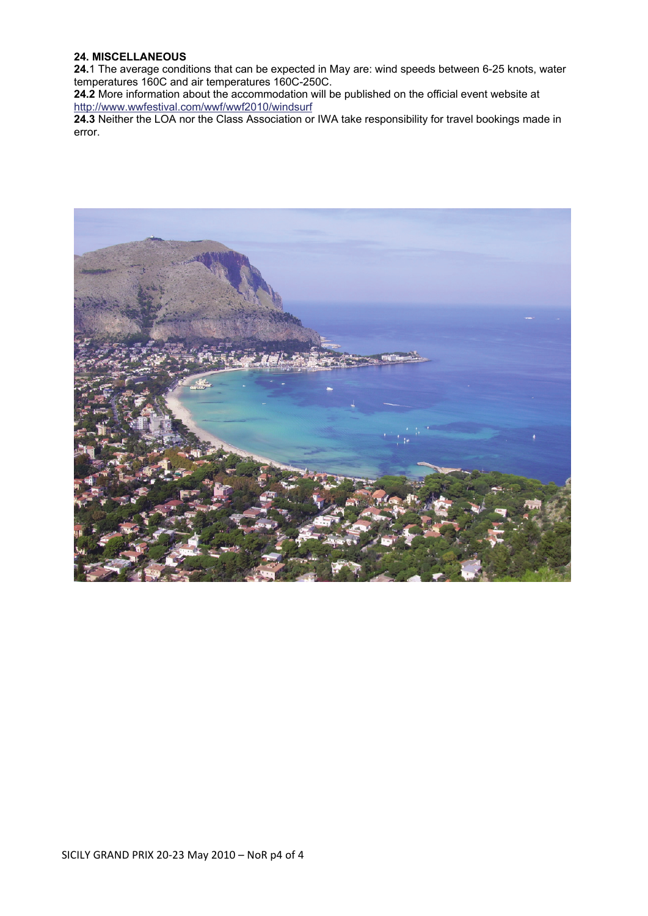## 24. MISCELLANEOUS

**24.**1 The average conditions that can be expected in May are: wind speeds between 6-25 knots, water temperatures 160C and air temperatures 160C-250C.

**24.2** More information about the accommodation will be published on the official event website at http://www.wwfestival.com/wwf/wwf2010/windsurf

**24.3** Neither the LOA nor the Class Association or IWA take responsibility for travel bookings made in error.